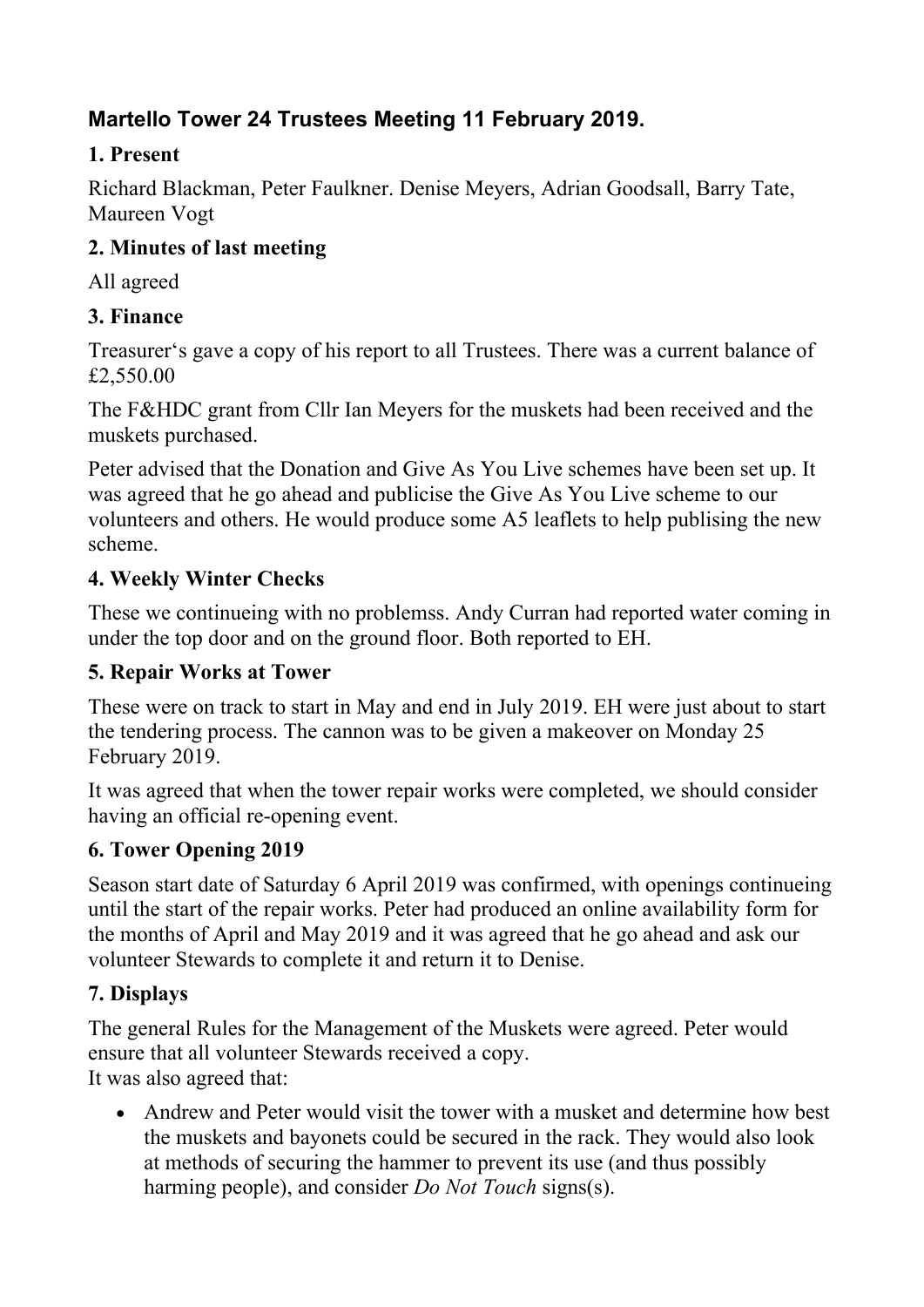# Martello Tower 24 Trustees Meeting 11 February 2019.

## 1. Present

Richard Blackman, Peter Faulkner. Denise Meyers, Adrian Goodsall, Barry Tate, Maureen Vogt

## 2. Minutes of last meeting

All agreed

## 3. Finance

Treasurer's gave a copy of his report to all Trustees. There was a current balance of £2,550.00

The F&HDC grant from Cllr Ian Meyers for the muskets had been received and the muskets purchased.

Peter advised that the Donation and Give As You Live schemes have been set up. It was agreed that he go ahead and publicise the Give As You Live scheme to our volunteers and others. He would produce some A5 leaflets to help publising the new scheme.

## 4. Weekly Winter Checks

These we continueing with no problemss. Andy Curran had reported water coming in under the top door and on the ground floor. Both reported to EH.

## 5. Repair Works at Tower

These were on track to start in May and end in July 2019. EH were just about to start the tendering process. The cannon was to be given a makeover on Monday 25 February 2019.

It was agreed that when the tower repair works were completed, we should consider having an official re-opening event.

## 6. Tower Opening 2019

Season start date of Saturday 6 April 2019 was confirmed, with openings continueing until the start of the repair works. Peter had produced an online availability form for the months of April and May 2019 and it was agreed that he go ahead and ask our volunteer Stewards to complete it and return it to Denise.

## 7. Displays

The general Rules for the Management of the Muskets were agreed. Peter would ensure that all volunteer Stewards received a copy.
It was also agreed that:

- Andrew and Peter would visit the tower with a musket and determine how best the muskets and bayonets could be secured in the rack. They would also look at methods of securing the hammer to prevent its use (and thus possibly harming people), and consider *Do Not Touch* signs(s).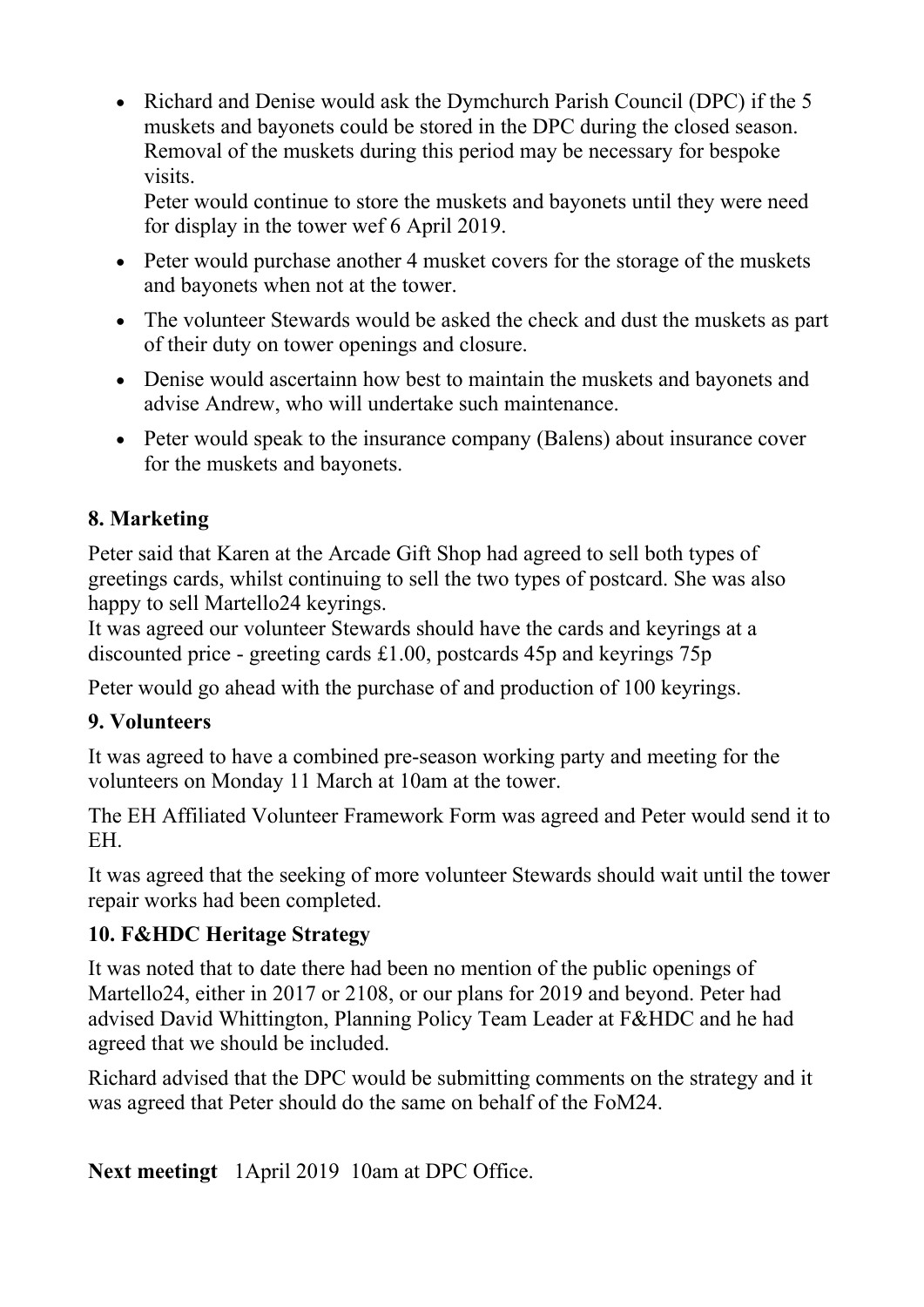- Richard and Denise would ask the Dymchurch Parish Council (DPC) if the 5 muskets and bayonets could be stored in the DPC during the closed season. Removal of the muskets during this period may be necessary for bespoke visits.
  Peter would continue to store the muskets and bayonets until they were need for display in the tower wef 6 April 2019.
- Peter would purchase another 4 musket covers for the storage of the muskets and bayonets when not at the tower.
- The volunteer Stewards would be asked the check and dust the muskets as part of their duty on tower openings and closure.
- Denise would ascertainn how best to maintain the muskets and bayonets and advise Andrew, who will undertake such maintenance.
- Peter would speak to the insurance company (Balens) about insurance cover for the muskets and bayonets.

**8. Marketing**

Peter said that Karen at the Arcade Gift Shop had agreed to sell both types of greetings cards, whilst continuing to sell the two types of postcard. She was also happy to sell Martello24 keyrings.
It was agreed our volunteer Stewards should have the cards and keyrings at a discounted price - greeting cards £1.00, postcards 45p and keyrings 75p

Peter would go ahead with the purchase of and production of 100 keyrings.

**9. Volunteers**

It was agreed to have a combined pre-season working party and meeting for the volunteers on Monday 11 March at 10am at the tower.

The EH Affiliated Volunteer Framework Form was agreed and Peter would send it to EH.

It was agreed that the seeking of more volunteer Stewards should wait until the tower repair works had been completed.

**10. F&HDC Heritage Strategy**

It was noted that to date there had been no mention of the public openings of Martello24, either in 2017 or 2108, or our plans for 2019 and beyond. Peter had advised David Whittington, Planning Policy Team Leader at F&HDC and he had agreed that we should be included.

Richard advised that the DPC would be submitting comments on the strategy and it was agreed that Peter should do the same on behalf of the FoM24.

**Next meetingt** 1April 2019 10am at DPC Office.